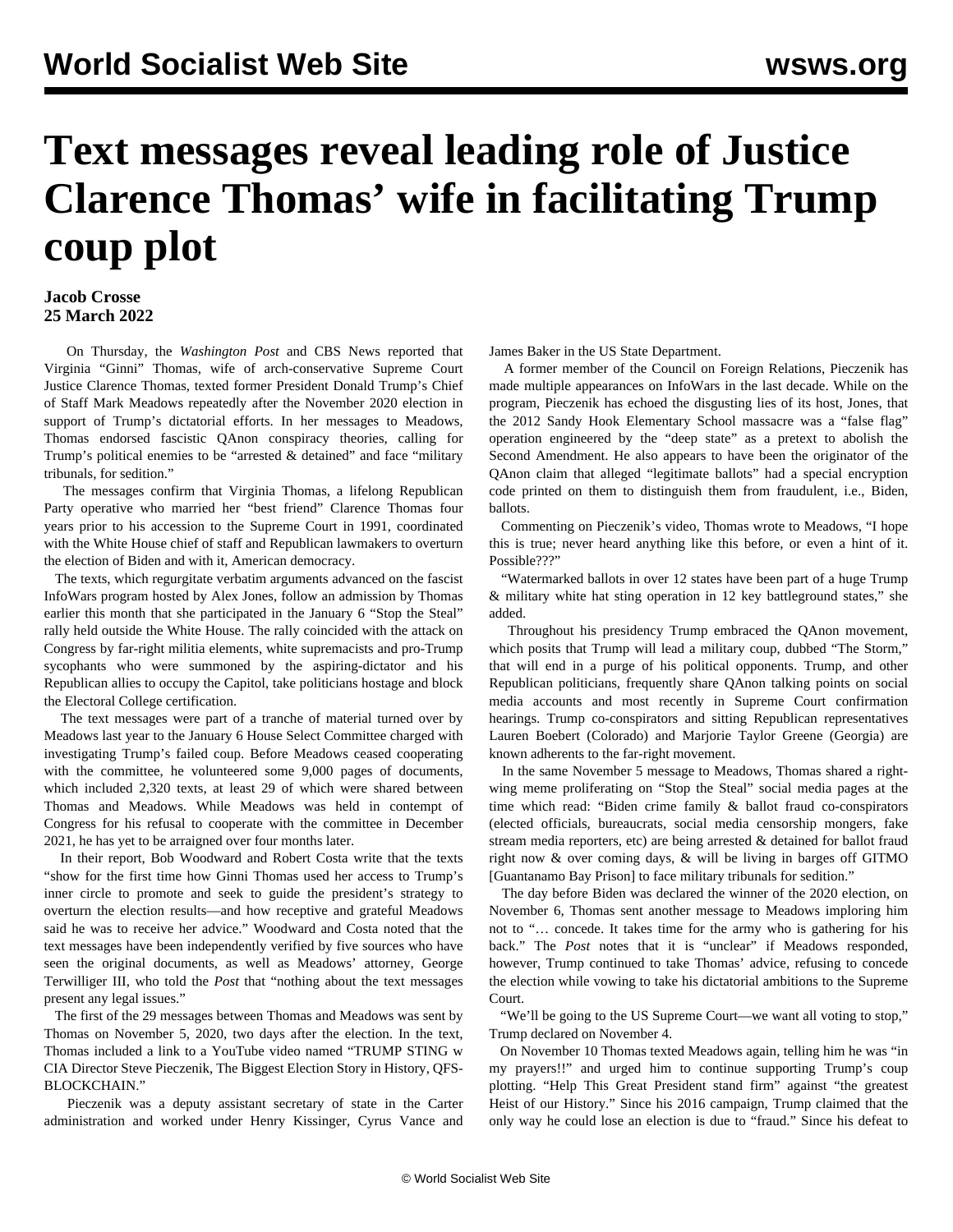# Text messages reveal leading role of Justice Clarence Thomas' wife in facilitating Trump coup plot

**Jacob Crosse**
**25 March 2022**

On Thursday, the *Washington Post* and CBS News reported that Virginia "Ginni" Thomas, wife of arch-conservative Supreme Court Justice Clarence Thomas, texted former President Donald Trump's Chief of Staff Mark Meadows repeatedly after the November 2020 election in support of Trump's dictatorial efforts. In her messages to Meadows, Thomas endorsed fascistic QAnon conspiracy theories, calling for Trump's political enemies to be "arrested & detained" and face "military tribunals, for sedition."

The messages confirm that Virginia Thomas, a lifelong Republican Party operative who married her "best friend" Clarence Thomas four years prior to his accession to the Supreme Court in 1991, coordinated with the White House chief of staff and Republican lawmakers to overturn the election of Biden and with it, American democracy.

The texts, which regurgitate verbatim arguments advanced on the fascist InfoWars program hosted by Alex Jones, follow an admission by Thomas earlier this month that she participated in the January 6 "Stop the Steal" rally held outside the White House. The rally coincided with the attack on Congress by far-right militia elements, white supremacists and pro-Trump sycophants who were summoned by the aspiring-dictator and his Republican allies to occupy the Capitol, take politicians hostage and block the Electoral College certification.

The text messages were part of a tranche of material turned over by Meadows last year to the January 6 House Select Committee charged with investigating Trump's failed coup. Before Meadows ceased cooperating with the committee, he volunteered some 9,000 pages of documents, which included 2,320 texts, at least 29 of which were shared between Thomas and Meadows. While Meadows was held in contempt of Congress for his refusal to cooperate with the committee in December 2021, he has yet to be arraigned over four months later.

In their report, Bob Woodward and Robert Costa write that the texts "show for the first time how Ginni Thomas used her access to Trump's inner circle to promote and seek to guide the president's strategy to overturn the election results—and how receptive and grateful Meadows said he was to receive her advice." Woodward and Costa noted that the text messages have been independently verified by five sources who have seen the original documents, as well as Meadows' attorney, George Terwilliger III, who told the *Post* that "nothing about the text messages present any legal issues."

The first of the 29 messages between Thomas and Meadows was sent by Thomas on November 5, 2020, two days after the election. In the text, Thomas included a link to a YouTube video named "TRUMP STING w CIA Director Steve Pieczenik, The Biggest Election Story in History, QFS-BLOCKCHAIN."

Pieczenik was a deputy assistant secretary of state in the Carter administration and worked under Henry Kissinger, Cyrus Vance and James Baker in the US State Department.

A former member of the Council on Foreign Relations, Pieczenik has made multiple appearances on InfoWars in the last decade. While on the program, Pieczenik has echoed the disgusting lies of its host, Jones, that the 2012 Sandy Hook Elementary School massacre was a "false flag" operation engineered by the "deep state" as a pretext to abolish the Second Amendment. He also appears to have been the originator of the QAnon claim that alleged "legitimate ballots" had a special encryption code printed on them to distinguish them from fraudulent, i.e., Biden, ballots.

Commenting on Pieczenik's video, Thomas wrote to Meadows, "I hope this is true; never heard anything like this before, or even a hint of it. Possible???"

"Watermarked ballots in over 12 states have been part of a huge Trump & military white hat sting operation in 12 key battleground states," she added.

Throughout his presidency Trump embraced the QAnon movement, which posits that Trump will lead a military coup, dubbed "The Storm," that will end in a purge of his political opponents. Trump, and other Republican politicians, frequently share QAnon talking points on social media accounts and most recently in Supreme Court confirmation hearings. Trump co-conspirators and sitting Republican representatives Lauren Boebert (Colorado) and Marjorie Taylor Greene (Georgia) are known adherents to the far-right movement.

In the same November 5 message to Meadows, Thomas shared a right-wing meme proliferating on "Stop the Steal" social media pages at the time which read: "Biden crime family & ballot fraud co-conspirators (elected officials, bureaucrats, social media censorship mongers, fake stream media reporters, etc) are being arrested & detained for ballot fraud right now & over coming days, & will be living in barges off GITMO [Guantanamo Bay Prison] to face military tribunals for sedition."

The day before Biden was declared the winner of the 2020 election, on November 6, Thomas sent another message to Meadows imploring him not to "… concede. It takes time for the army who is gathering for his back." The *Post* notes that it is "unclear" if Meadows responded, however, Trump continued to take Thomas' advice, refusing to concede the election while vowing to take his dictatorial ambitions to the Supreme Court.

"We'll be going to the US Supreme Court—we want all voting to stop," Trump declared on November 4.

On November 10 Thomas texted Meadows again, telling him he was "in my prayers!!" and urged him to continue supporting Trump's coup plotting. "Help This Great President stand firm" against "the greatest Heist of our History." Since his 2016 campaign, Trump claimed that the only way he could lose an election is due to "fraud." Since his defeat to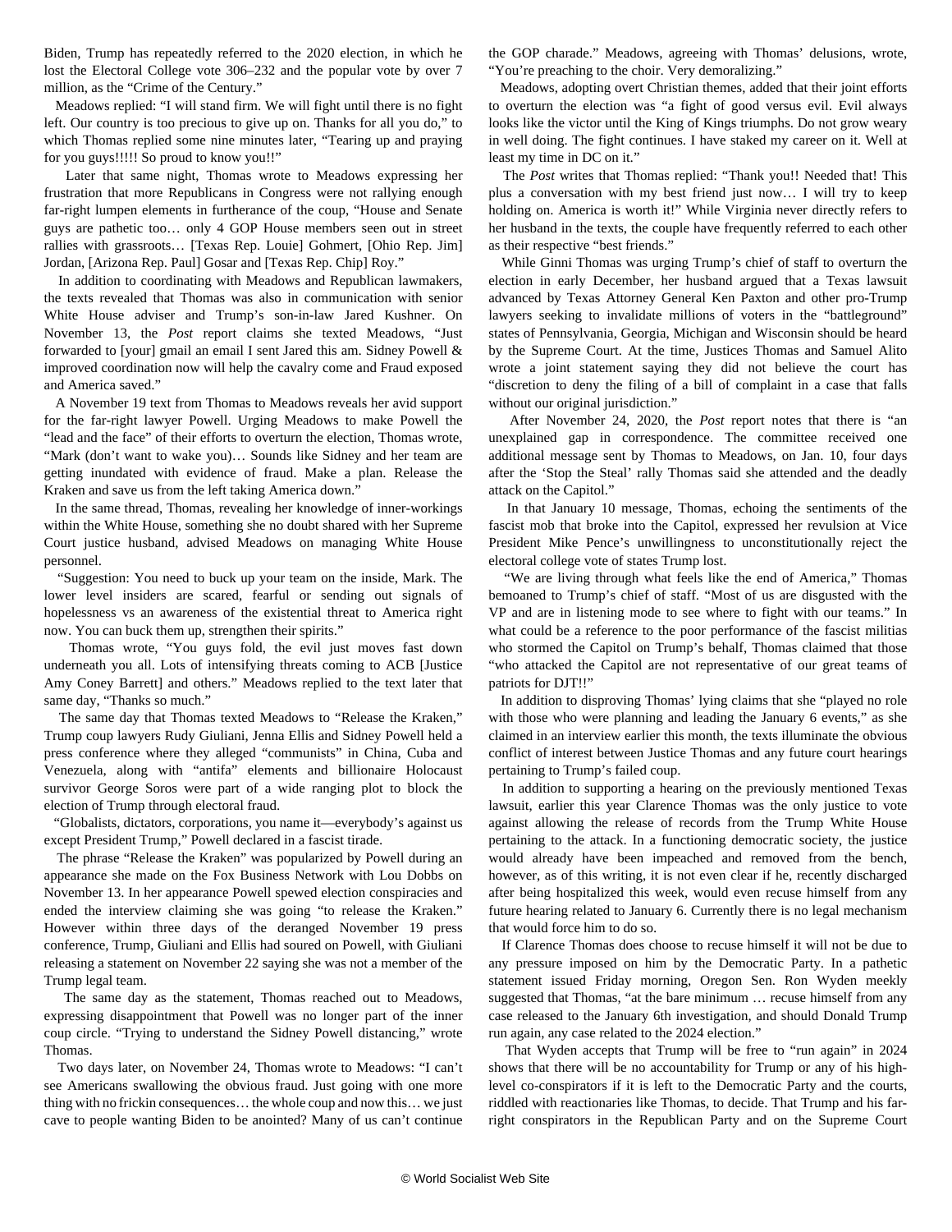Biden, Trump has repeatedly referred to the 2020 election, in which he lost the Electoral College vote 306–232 and the popular vote by over 7 million, as the "Crime of the Century."

Meadows replied: "I will stand firm. We will fight until there is no fight left. Our country is too precious to give up on. Thanks for all you do," to which Thomas replied some nine minutes later, "Tearing up and praying for you guys!!!!! So proud to know you!!"

Later that same night, Thomas wrote to Meadows expressing her frustration that more Republicans in Congress were not rallying enough far-right lumpen elements in furtherance of the coup, "House and Senate guys are pathetic too… only 4 GOP House members seen out in street rallies with grassroots… [Texas Rep. Louie] Gohmert, [Ohio Rep. Jim] Jordan, [Arizona Rep. Paul] Gosar and [Texas Rep. Chip] Roy."

In addition to coordinating with Meadows and Republican lawmakers, the texts revealed that Thomas was also in communication with senior White House adviser and Trump's son-in-law Jared Kushner. On November 13, the *Post* report claims she texted Meadows, "Just forwarded to [your] gmail an email I sent Jared this am. Sidney Powell & improved coordination now will help the cavalry come and Fraud exposed and America saved."

A November 19 text from Thomas to Meadows reveals her avid support for the far-right lawyer Powell. Urging Meadows to make Powell the "lead and the face" of their efforts to overturn the election, Thomas wrote, "Mark (don't want to wake you)… Sounds like Sidney and her team are getting inundated with evidence of fraud. Make a plan. Release the Kraken and save us from the left taking America down."

In the same thread, Thomas, revealing her knowledge of inner-workings within the White House, something she no doubt shared with her Supreme Court justice husband, advised Meadows on managing White House personnel.

"Suggestion: You need to buck up your team on the inside, Mark. The lower level insiders are scared, fearful or sending out signals of hopelessness vs an awareness of the existential threat to America right now. You can buck them up, strengthen their spirits."

Thomas wrote, "You guys fold, the evil just moves fast down underneath you all. Lots of intensifying threats coming to ACB [Justice Amy Coney Barrett] and others." Meadows replied to the text later that same day, "Thanks so much."

The same day that Thomas texted Meadows to "Release the Kraken," Trump coup lawyers Rudy Giuliani, Jenna Ellis and Sidney Powell held a press conference where they alleged "communists" in China, Cuba and Venezuela, along with "antifa" elements and billionaire Holocaust survivor George Soros were part of a wide ranging plot to block the election of Trump through electoral fraud.

"Globalists, dictators, corporations, you name it—everybody's against us except President Trump," Powell declared in a fascist tirade.

The phrase "Release the Kraken" was popularized by Powell during an appearance she made on the Fox Business Network with Lou Dobbs on November 13. In her appearance Powell spewed election conspiracies and ended the interview claiming she was going "to release the Kraken." However within three days of the deranged November 19 press conference, Trump, Giuliani and Ellis had soured on Powell, with Giuliani releasing a statement on November 22 saying she was not a member of the Trump legal team.

The same day as the statement, Thomas reached out to Meadows, expressing disappointment that Powell was no longer part of the inner coup circle. "Trying to understand the Sidney Powell distancing," wrote Thomas.

Two days later, on November 24, Thomas wrote to Meadows: "I can't see Americans swallowing the obvious fraud. Just going with one more thing with no frickin consequences… the whole coup and now this… we just cave to people wanting Biden to be anointed? Many of us can't continue the GOP charade." Meadows, agreeing with Thomas' delusions, wrote, "You're preaching to the choir. Very demoralizing."

Meadows, adopting overt Christian themes, added that their joint efforts to overturn the election was "a fight of good versus evil. Evil always looks like the victor until the King of Kings triumphs. Do not grow weary in well doing. The fight continues. I have staked my career on it. Well at least my time in DC on it."

The *Post* writes that Thomas replied: "Thank you!! Needed that! This plus a conversation with my best friend just now… I will try to keep holding on. America is worth it!" While Virginia never directly refers to her husband in the texts, the couple have frequently referred to each other as their respective "best friends."

While Ginni Thomas was urging Trump's chief of staff to overturn the election in early December, her husband argued that a Texas lawsuit advanced by Texas Attorney General Ken Paxton and other pro-Trump lawyers seeking to invalidate millions of voters in the "battleground" states of Pennsylvania, Georgia, Michigan and Wisconsin should be heard by the Supreme Court. At the time, Justices Thomas and Samuel Alito wrote a joint statement saying they did not believe the court has "discretion to deny the filing of a bill of complaint in a case that falls without our original jurisdiction."

After November 24, 2020, the *Post* report notes that there is "an unexplained gap in correspondence. The committee received one additional message sent by Thomas to Meadows, on Jan. 10, four days after the 'Stop the Steal' rally Thomas said she attended and the deadly attack on the Capitol."

In that January 10 message, Thomas, echoing the sentiments of the fascist mob that broke into the Capitol, expressed her revulsion at Vice President Mike Pence's unwillingness to unconstitutionally reject the electoral college vote of states Trump lost.

"We are living through what feels like the end of America," Thomas bemoaned to Trump's chief of staff. "Most of us are disgusted with the VP and are in listening mode to see where to fight with our teams." In what could be a reference to the poor performance of the fascist militias who stormed the Capitol on Trump's behalf, Thomas claimed that those "who attacked the Capitol are not representative of our great teams of patriots for DJT!!"

In addition to disproving Thomas' lying claims that she "played no role with those who were planning and leading the January 6 events," as she claimed in an interview earlier this month, the texts illuminate the obvious conflict of interest between Justice Thomas and any future court hearings pertaining to Trump's failed coup.

In addition to supporting a hearing on the previously mentioned Texas lawsuit, earlier this year Clarence Thomas was the only justice to vote against allowing the release of records from the Trump White House pertaining to the attack. In a functioning democratic society, the justice would already have been impeached and removed from the bench, however, as of this writing, it is not even clear if he, recently discharged after being hospitalized this week, would even recuse himself from any future hearing related to January 6. Currently there is no legal mechanism that would force him to do so.

If Clarence Thomas does choose to recuse himself it will not be due to any pressure imposed on him by the Democratic Party. In a pathetic statement issued Friday morning, Oregon Sen. Ron Wyden meekly suggested that Thomas, "at the bare minimum … recuse himself from any case released to the January 6th investigation, and should Donald Trump run again, any case related to the 2024 election."

That Wyden accepts that Trump will be free to "run again" in 2024 shows that there will be no accountability for Trump or any of his high-level co-conspirators if it is left to the Democratic Party and the courts, riddled with reactionaries like Thomas, to decide. That Trump and his far-right conspirators in the Republican Party and on the Supreme Court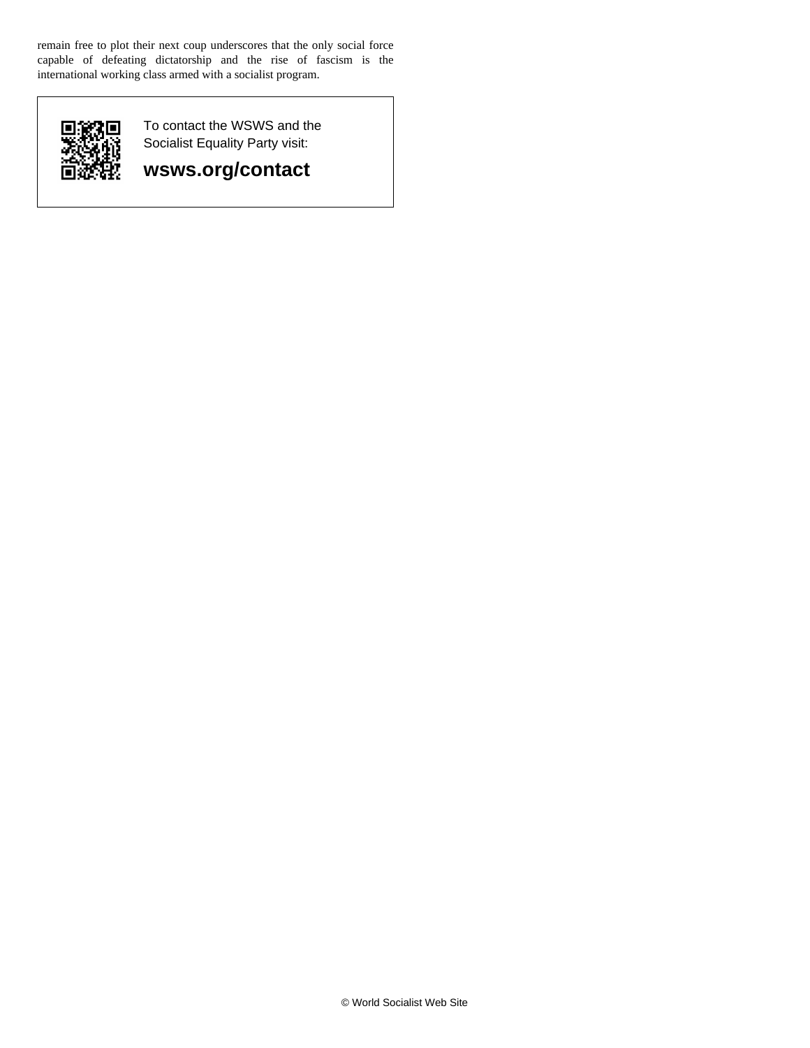remain free to plot their next coup underscores that the only social force capable of defeating dictatorship and the rise of fascism is the international working class armed with a socialist program.

To contact the WSWS and the Socialist Equality Party visit:

**wsws.org/contact**